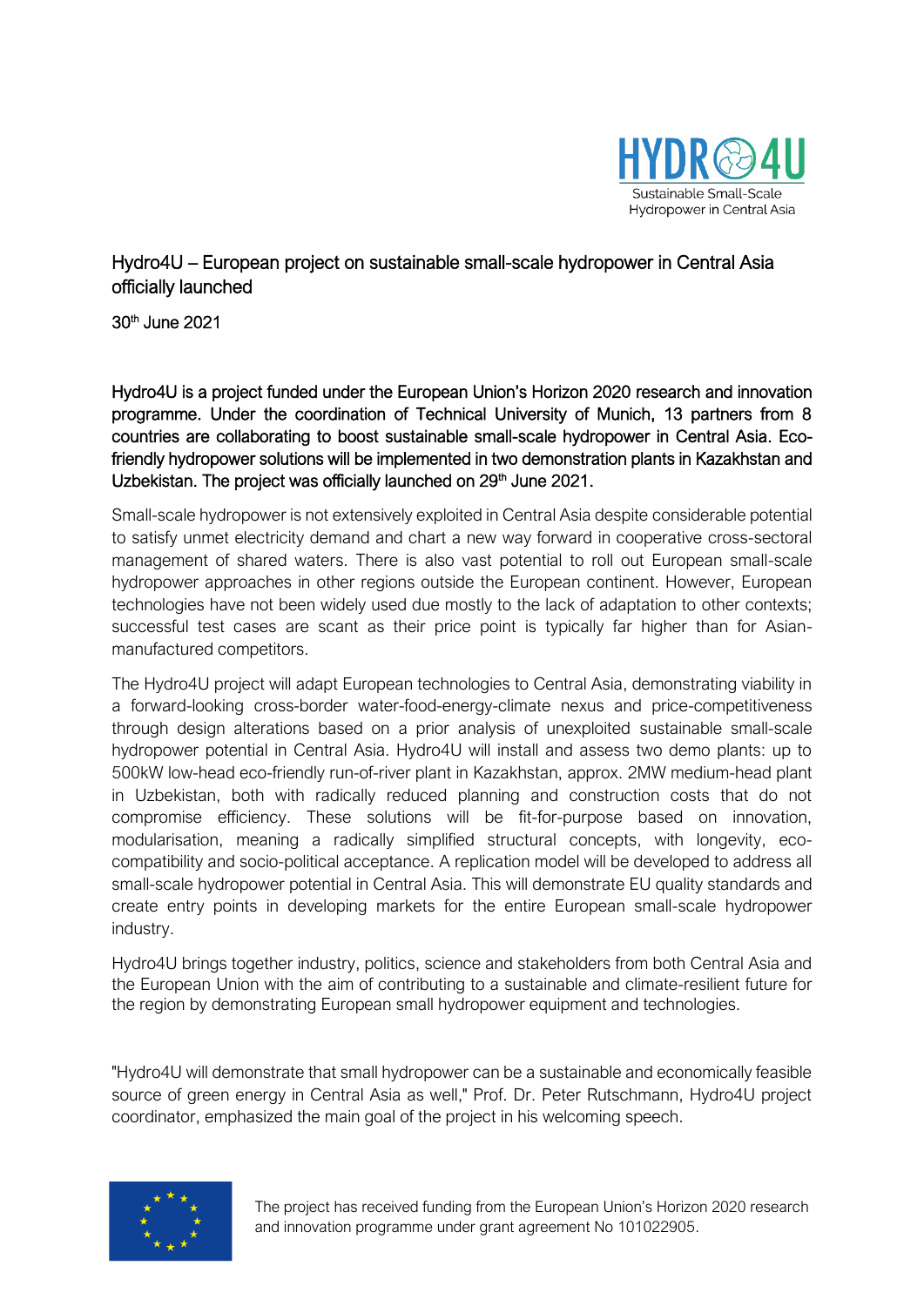# Hydro4U – European project on sustainable small-scale hydropower in Central Asia officially launched

30th June 2021

**Hydro4U is a project funded under the European Union's Horizon 2020 research and innovation programme. Under the coordination of Technical University of Munich, 13 partners from 8 countries are collaborating to boost sustainable small-scale hydropower in Central Asia. Eco-friendly hydropower solutions will be implemented in two demonstration plants in Kazakhstan and Uzbekistan. The project was officially launched on 29th June 2021.**

Small-scale hydropower is not extensively exploited in Central Asia despite considerable potential to satisfy unmet electricity demand and chart a new way forward in cooperative cross-sectoral management of shared waters. There is also vast potential to roll out European small-scale hydropower approaches in other regions outside the European continent. However, European technologies have not been widely used due mostly to the lack of adaptation to other contexts; successful test cases are scant as their price point is typically far higher than for Asian-manufactured competitors.

The Hydro4U project will adapt European technologies to Central Asia, demonstrating viability in a forward-looking cross-border water-food-energy-climate nexus and price-competitiveness through design alterations based on a prior analysis of unexploited sustainable small-scale hydropower potential in Central Asia. Hydro4U will install and assess two demo plants: up to 500kW low-head eco-friendly run-of-river plant in Kazakhstan, approx. 2MW medium-head plant in Uzbekistan, both with radically reduced planning and construction costs that do not compromise efficiency. These solutions will be fit-for-purpose based on innovation, modularisation, meaning a radically simplified structural concepts, with longevity, eco-compatibility and socio-political acceptance. A replication model will be developed to address all small-scale hydropower potential in Central Asia. This will demonstrate EU quality standards and create entry points in developing markets for the entire European small-scale hydropower industry.

Hydro4U brings together industry, politics, science and stakeholders from both Central Asia and the European Union with the aim of contributing to a sustainable and climate-resilient future for the region by demonstrating European small hydropower equipment and technologies.

"Hydro4U will demonstrate that small hydropower can be a sustainable and economically feasible source of green energy in Central Asia as well," Prof. Dr. Peter Rutschmann, Hydro4U project coordinator, emphasized the main goal of the project in his welcoming speech.

The project has received funding from the European Union's Horizon 2020 research and innovation programme under grant agreement No 101022905.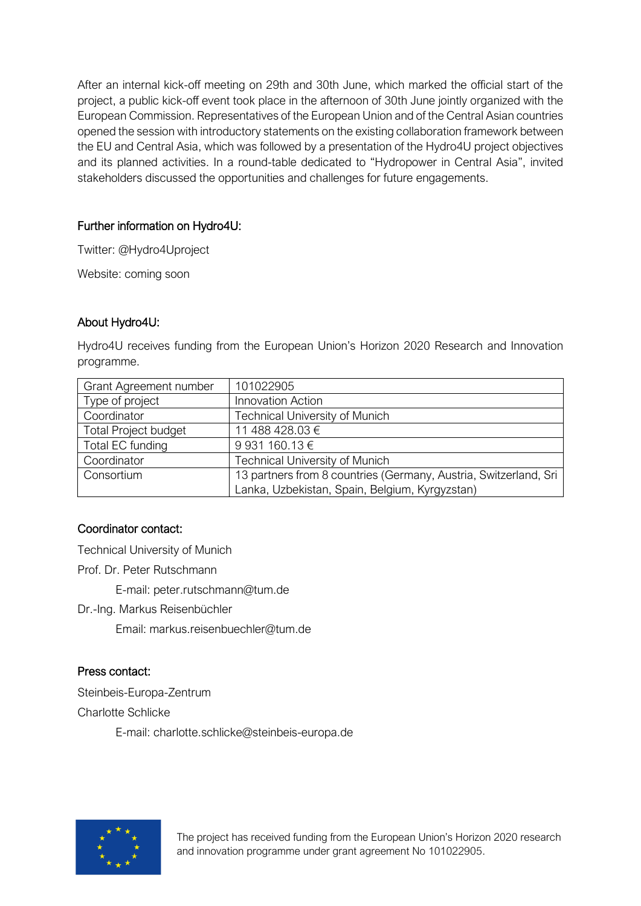After an internal kick-off meeting on 29th and 30th June, which marked the official start of the project, a public kick-off event took place in the afternoon of 30th June jointly organized with the European Commission. Representatives of the European Union and of the Central Asian countries opened the session with introductory statements on the existing collaboration framework between the EU and Central Asia, which was followed by a presentation of the Hydro4U project objectives and its planned activities. In a round-table dedicated to "Hydropower in Central Asia", invited stakeholders discussed the opportunities and challenges for future engagements.

## Further information on Hydro4U:

Twitter: @Hydro4Uproject

Website: coming soon

## About Hydro4U:

Hydro4U receives funding from the European Union's Horizon 2020 Research and Innovation programme.

| Grant Agreement number | 101022905 |
|---|---|
| Type of project | Innovation Action |
| Coordinator | Technical University of Munich |
| Total Project budget | 11 488 428.03 € |
| Total EC funding | 9 931 160.13 € |
| Coordinator | Technical University of Munich |
| Consortium | 13 partners from 8 countries (Germany, Austria, Switzerland, Sri Lanka, Uzbekistan, Spain, Belgium, Kyrgyzstan) |

## Coordinator contact:

Technical University of Munich

Prof. Dr. Peter Rutschmann

E-mail: peter.rutschmann@tum.de

Dr.-Ing. Markus Reisenbüchler

Email: markus.reisenbuechler@tum.de

## Press contact:

Steinbeis-Europa-Zentrum

Charlotte Schlicke

E-mail: charlotte.schlicke@steinbeis-europa.de

The project has received funding from the European Union's Horizon 2020 research and innovation programme under grant agreement No 101022905.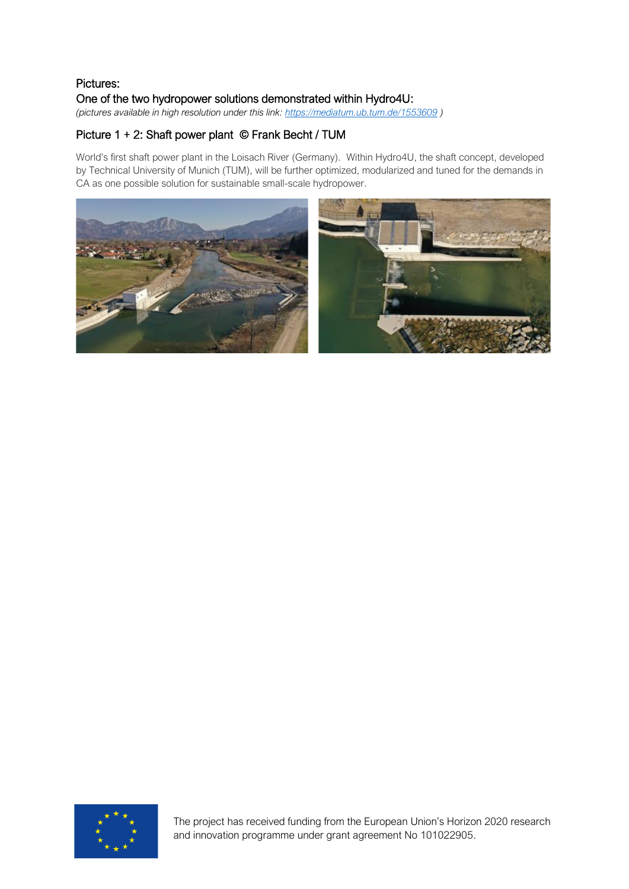Pictures:

One of the two hydropower solutions demonstrated within Hydro4U:

*(pictures available in high resolution under this link: [https://mediatum.ub.tum.de/1553609](https://mediatum.ub.tum.de/1553609) )*

## Picture 1 + 2: Shaft power plant © Frank Becht / TUM

World's first shaft power plant in the Loisach River (Germany). Within Hydro4U, the shaft concept, developed by Technical University of Munich (TUM), will be further optimized, modularized and tuned for the demands in CA as one possible solution for sustainable small-scale hydropower.

The project has received funding from the European Union's Horizon 2020 research and innovation programme under grant agreement No 101022905.